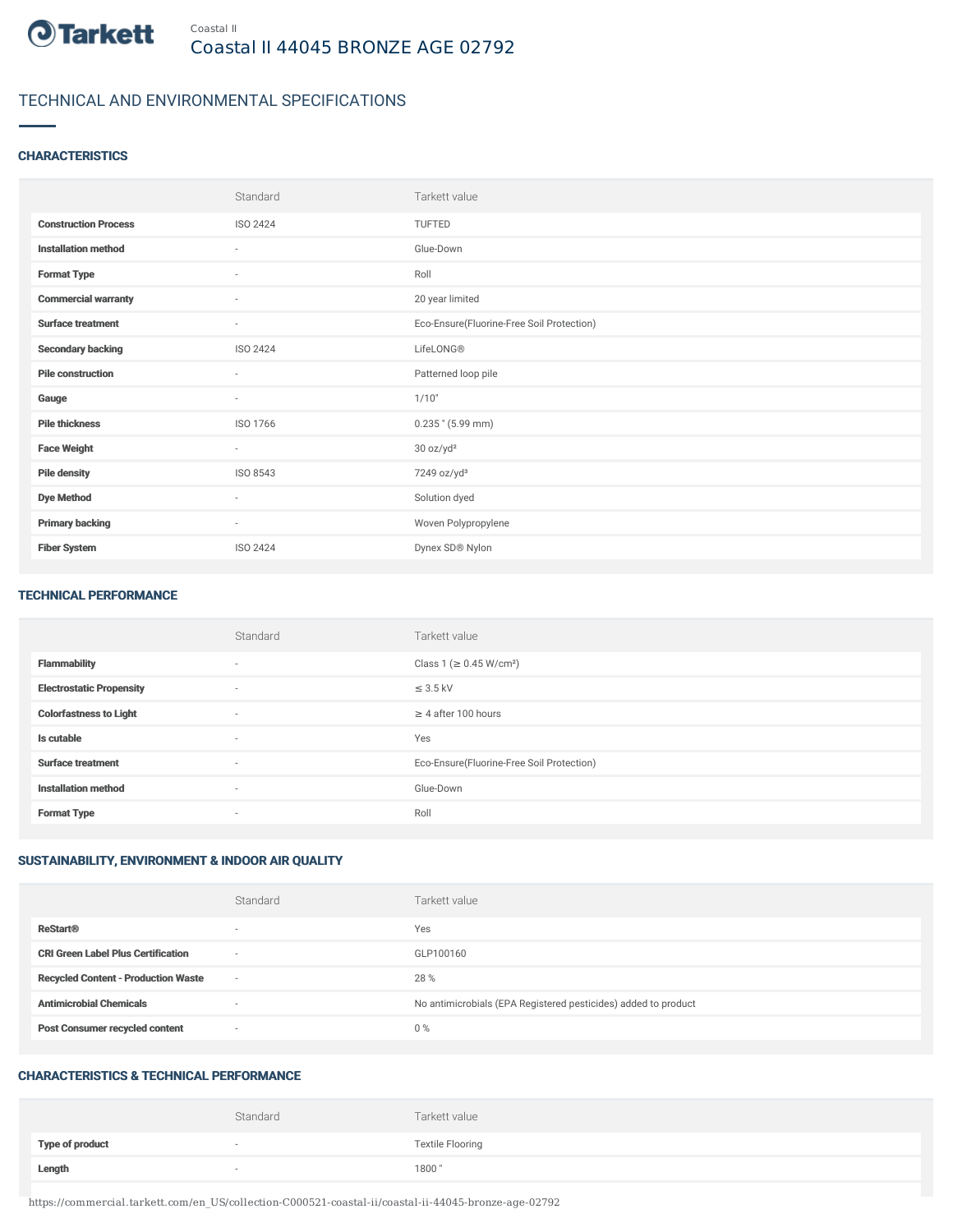Coastal II

# Coastal II 44045 BRONZE AGE 02792

## TECHNICAL AND ENVIRONMENTAL SPECIFICATIONS

### CHARACTERISTICS

| | Standard | Tarkett value |
|---|---|---|
| **Construction Process** | ISO 2424 | TUFTED |
| **Installation method** | - | Glue-Down |
| **Format Type** | - | Roll |
| **Commercial warranty** | - | 20 year limited |
| **Surface treatment** | - | Eco-Ensure(Fluorine-Free Soil Protection) |
| **Secondary backing** | ISO 2424 | LifeLONG® |
| **Pile construction** | - | Patterned loop pile |
| **Gauge** | - | 1/10" |
| **Pile thickness** | ISO 1766 | 0.235 " (5.99 mm) |
| **Face Weight** | - | 30 oz/yd² |
| **Pile density** | ISO 8543 | 7249 oz/yd³ |
| **Dye Method** | - | Solution dyed |
| **Primary backing** | - | Woven Polypropylene |
| **Fiber System** | ISO 2424 | Dynex SD® Nylon |

### TECHNICAL PERFORMANCE

| | Standard | Tarkett value |
|---|---|---|
| **Flammability** | - | Class 1 (≥ 0.45 W/cm²) |
| **Electrostatic Propensity** | - | ≤ 3.5 kV |
| **Colorfastness to Light** | - | ≥ 4 after 100 hours |
| **Is cutable** | - | Yes |
| **Surface treatment** | - | Eco-Ensure(Fluorine-Free Soil Protection) |
| **Installation method** | - | Glue-Down |
| **Format Type** | - | Roll |

### SUSTAINABILITY, ENVIRONMENT & INDOOR AIR QUALITY

| | Standard | Tarkett value |
|---|---|---|
| **ReStart®** | - | Yes |
| **CRI Green Label Plus Certification** | - | GLP100160 |
| **Recycled Content - Production Waste** | - | 28 % |
| **Antimicrobial Chemicals** | - | No antimicrobials (EPA Registered pesticides) added to product |
| **Post Consumer recycled content** | - | 0 % |

### CHARACTERISTICS & TECHNICAL PERFORMANCE

| | Standard | Tarkett value |
|---|---|---|
| **Type of product** | - | Textile Flooring |
| **Length** | - | 1800 " |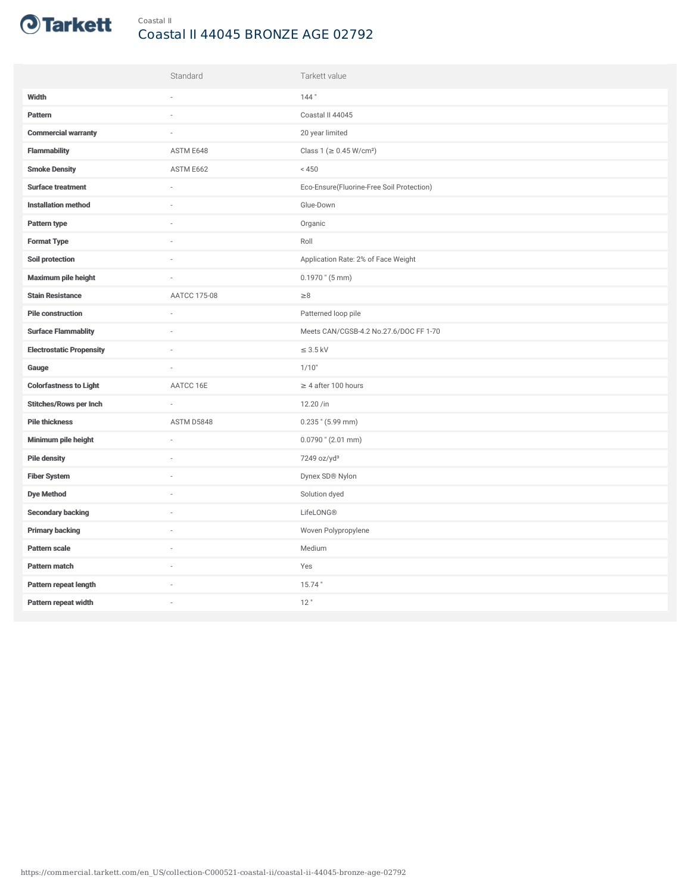Coastal II

# Coastal II 44045 BRONZE AGE 02792

| | Standard | Tarkett value |
|---|---|---|
| **Width** | - | 144 " |
| **Pattern** | - | Coastal II 44045 |
| **Commercial warranty** | - | 20 year limited |
| **Flammability** | ASTM E648 | Class 1 (≥ 0.45 W/cm²) |
| **Smoke Density** | ASTM E662 | < 450 |
| **Surface treatment** | - | Eco-Ensure(Fluorine-Free Soil Protection) |
| **Installation method** | - | Glue-Down |
| **Pattern type** | - | Organic |
| **Format Type** | - | Roll |
| **Soil protection** | - | Application Rate: 2% of Face Weight |
| **Maximum pile height** | - | 0.1970 " (5 mm) |
| **Stain Resistance** | AATCC 175-08 | ≥8 |
| **Pile construction** | - | Patterned loop pile |
| **Surface Flammablity** | - | Meets CAN/CGSB-4.2 No.27.6/DOC FF 1-70 |
| **Electrostatic Propensity** | - | ≤ 3.5 kV |
| **Gauge** | - | 1/10" |
| **Colorfastness to Light** | AATCC 16E | ≥ 4 after 100 hours |
| **Stitches/Rows per Inch** | - | 12.20 /in |
| **Pile thickness** | ASTM D5848 | 0.235 " (5.99 mm) |
| **Minimum pile height** | - | 0.0790 " (2.01 mm) |
| **Pile density** | - | 7249 oz/yd³ |
| **Fiber System** | - | Dynex SD® Nylon |
| **Dye Method** | - | Solution dyed |
| **Secondary backing** | - | LifeLONG® |
| **Primary backing** | - | Woven Polypropylene |
| **Pattern scale** | - | Medium |
| **Pattern match** | - | Yes |
| **Pattern repeat length** | - | 15.74 " |
| **Pattern repeat width** | - | 12 " |